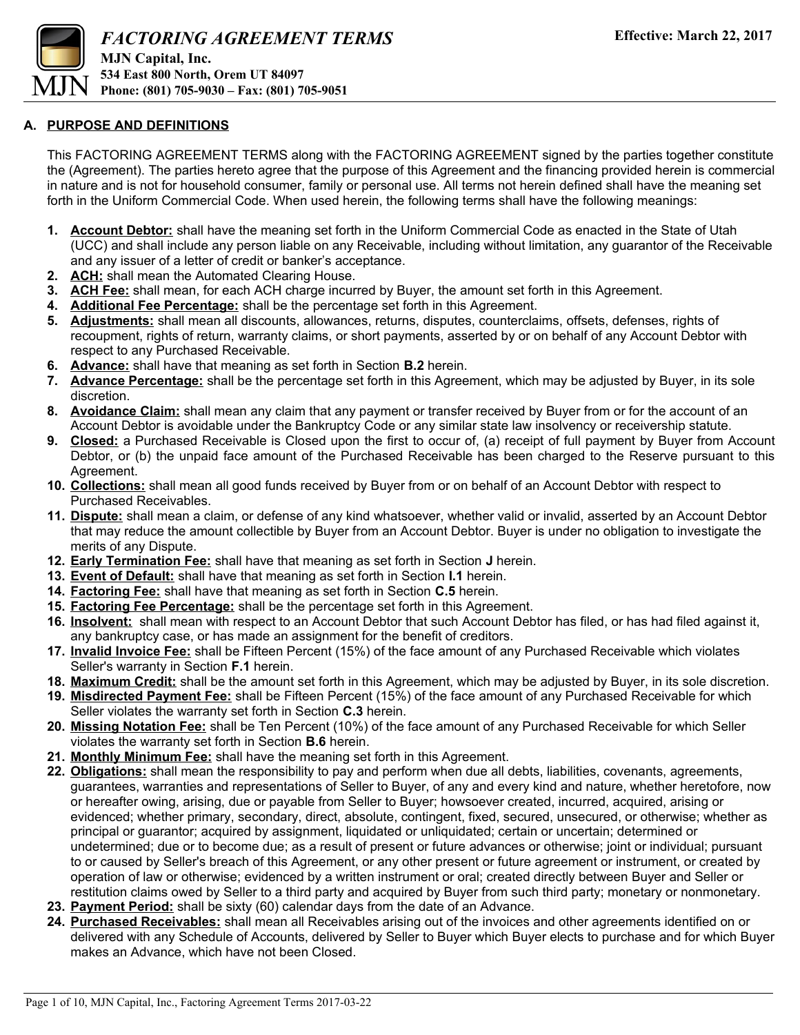# FACTORING AGREEMENT TERMS

**MJN Capital, Inc.**
**534 East 800 North, Orem UT 84097**
**Phone: (801) 705-9030 – Fax: (801) 705-9051**

**Effective: March 22, 2017**

## A. PURPOSE AND DEFINITIONS

This FACTORING AGREEMENT TERMS along with the FACTORING AGREEMENT signed by the parties together constitute the (Agreement). The parties hereto agree that the purpose of this Agreement and the financing provided herein is commercial in nature and is not for household consumer, family or personal use. All terms not herein defined shall have the meaning set forth in the Uniform Commercial Code. When used herein, the following terms shall have the following meanings:

1. **Account Debtor:** shall have the meaning set forth in the Uniform Commercial Code as enacted in the State of Utah (UCC) and shall include any person liable on any Receivable, including without limitation, any guarantor of the Receivable and any issuer of a letter of credit or banker's acceptance.
2. **ACH:** shall mean the Automated Clearing House.
3. **ACH Fee:** shall mean, for each ACH charge incurred by Buyer, the amount set forth in this Agreement.
4. **Additional Fee Percentage:** shall be the percentage set forth in this Agreement.
5. **Adjustments:** shall mean all discounts, allowances, returns, disputes, counterclaims, offsets, defenses, rights of recoupment, rights of return, warranty claims, or short payments, asserted by or on behalf of any Account Debtor with respect to any Purchased Receivable.
6. **Advance:** shall have that meaning as set forth in Section **B.2** herein.
7. **Advance Percentage:** shall be the percentage set forth in this Agreement, which may be adjusted by Buyer, in its sole discretion.
8. **Avoidance Claim:** shall mean any claim that any payment or transfer received by Buyer from or for the account of an Account Debtor is avoidable under the Bankruptcy Code or any similar state law insolvency or receivership statute.
9. **Closed:** a Purchased Receivable is Closed upon the first to occur of, (a) receipt of full payment by Buyer from Account Debtor, or (b) the unpaid face amount of the Purchased Receivable has been charged to the Reserve pursuant to this Agreement.
10. **Collections:** shall mean all good funds received by Buyer from or on behalf of an Account Debtor with respect to Purchased Receivables.
11. **Dispute:** shall mean a claim, or defense of any kind whatsoever, whether valid or invalid, asserted by an Account Debtor that may reduce the amount collectible by Buyer from an Account Debtor. Buyer is under no obligation to investigate the merits of any Dispute.
12. **Early Termination Fee:** shall have that meaning as set forth in Section **J** herein.
13. **Event of Default:** shall have that meaning as set forth in Section **I.1** herein.
14. **Factoring Fee:** shall have that meaning as set forth in Section **C.5** herein.
15. **Factoring Fee Percentage:** shall be the percentage set forth in this Agreement.
16. **Insolvent:** shall mean with respect to an Account Debtor that such Account Debtor has filed, or has had filed against it, any bankruptcy case, or has made an assignment for the benefit of creditors.
17. **Invalid Invoice Fee:** shall be Fifteen Percent (15%) of the face amount of any Purchased Receivable which violates Seller's warranty in Section **F.1** herein.
18. **Maximum Credit:** shall be the amount set forth in this Agreement, which may be adjusted by Buyer, in its sole discretion.
19. **Misdirected Payment Fee:** shall be Fifteen Percent (15%) of the face amount of any Purchased Receivable for which Seller violates the warranty set forth in Section **C.3** herein.
20. **Missing Notation Fee:** shall be Ten Percent (10%) of the face amount of any Purchased Receivable for which Seller violates the warranty set forth in Section **B.6** herein.
21. **Monthly Minimum Fee:** shall have the meaning set forth in this Agreement.
22. **Obligations:** shall mean the responsibility to pay and perform when due all debts, liabilities, covenants, agreements, guarantees, warranties and representations of Seller to Buyer, of any and every kind and nature, whether heretofore, now or hereafter owing, arising, due or payable from Seller to Buyer; howsoever created, incurred, acquired, arising or evidenced; whether primary, secondary, direct, absolute, contingent, fixed, secured, unsecured, or otherwise; whether as principal or guarantor; acquired by assignment, liquidated or unliquidated; certain or uncertain; determined or undetermined; due or to become due; as a result of present or future advances or otherwise; joint or individual; pursuant to or caused by Seller's breach of this Agreement, or any other present or future agreement or instrument, or created by operation of law or otherwise; evidenced by a written instrument or oral; created directly between Buyer and Seller or restitution claims owed by Seller to a third party and acquired by Buyer from such third party; monetary or nonmonetary.
23. **Payment Period:** shall be sixty (60) calendar days from the date of an Advance.
24. **Purchased Receivables:** shall mean all Receivables arising out of the invoices and other agreements identified on or delivered with any Schedule of Accounts, delivered by Seller to Buyer which Buyer elects to purchase and for which Buyer makes an Advance, which have not been Closed.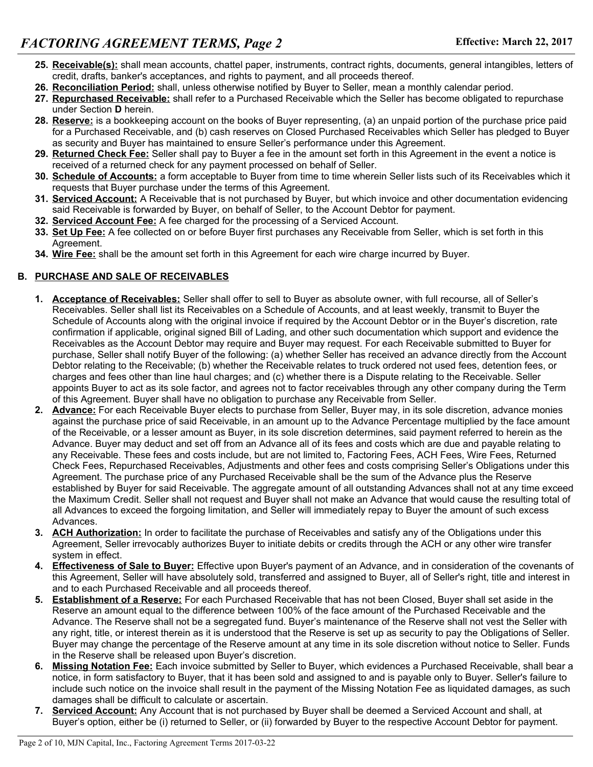25. **Receivable(s):** shall mean accounts, chattel paper, instruments, contract rights, documents, general intangibles, letters of credit, drafts, banker's acceptances, and rights to payment, and all proceeds thereof.
26. **Reconciliation Period:** shall, unless otherwise notified by Buyer to Seller, mean a monthly calendar period.
27. **Repurchased Receivable:** shall refer to a Purchased Receivable which the Seller has become obligated to repurchase under Section **D** herein.
28. **Reserve:** is a bookkeeping account on the books of Buyer representing, (a) an unpaid portion of the purchase price paid for a Purchased Receivable, and (b) cash reserves on Closed Purchased Receivables which Seller has pledged to Buyer as security and Buyer has maintained to ensure Seller's performance under this Agreement.
29. **Returned Check Fee:** Seller shall pay to Buyer a fee in the amount set forth in this Agreement in the event a notice is received of a returned check for any payment processed on behalf of Seller.
30. **Schedule of Accounts:** a form acceptable to Buyer from time to time wherein Seller lists such of its Receivables which it requests that Buyer purchase under the terms of this Agreement.
31. **Serviced Account:** A Receivable that is not purchased by Buyer, but which invoice and other documentation evidencing said Receivable is forwarded by Buyer, on behalf of Seller, to the Account Debtor for payment.
32. **Serviced Account Fee:** A fee charged for the processing of a Serviced Account.
33. **Set Up Fee:** A fee collected on or before Buyer first purchases any Receivable from Seller, which is set forth in this Agreement.
34. **Wire Fee:** shall be the amount set forth in this Agreement for each wire charge incurred by Buyer.

## B. PURCHASE AND SALE OF RECEIVABLES

1. **Acceptance of Receivables:** Seller shall offer to sell to Buyer as absolute owner, with full recourse, all of Seller's Receivables. Seller shall list its Receivables on a Schedule of Accounts, and at least weekly, transmit to Buyer the Schedule of Accounts along with the original invoice if required by the Account Debtor or in the Buyer's discretion, rate confirmation if applicable, original signed Bill of Lading, and other such documentation which support and evidence the Receivables as the Account Debtor may require and Buyer may request. For each Receivable submitted to Buyer for purchase, Seller shall notify Buyer of the following: (a) whether Seller has received an advance directly from the Account Debtor relating to the Receivable; (b) whether the Receivable relates to truck ordered not used fees, detention fees, or charges and fees other than line haul charges; and (c) whether there is a Dispute relating to the Receivable. Seller appoints Buyer to act as its sole factor, and agrees not to factor receivables through any other company during the Term of this Agreement. Buyer shall have no obligation to purchase any Receivable from Seller.
2. **Advance:** For each Receivable Buyer elects to purchase from Seller, Buyer may, in its sole discretion, advance monies against the purchase price of said Receivable, in an amount up to the Advance Percentage multiplied by the face amount of the Receivable, or a lesser amount as Buyer, in its sole discretion determines, said payment referred to herein as the Advance. Buyer may deduct and set off from an Advance all of its fees and costs which are due and payable relating to any Receivable. These fees and costs include, but are not limited to, Factoring Fees, ACH Fees, Wire Fees, Returned Check Fees, Repurchased Receivables, Adjustments and other fees and costs comprising Seller's Obligations under this Agreement. The purchase price of any Purchased Receivable shall be the sum of the Advance plus the Reserve established by Buyer for said Receivable. The aggregate amount of all outstanding Advances shall not at any time exceed the Maximum Credit. Seller shall not request and Buyer shall not make an Advance that would cause the resulting total of all Advances to exceed the forgoing limitation, and Seller will immediately repay to Buyer the amount of such excess Advances.
3. **ACH Authorization:** In order to facilitate the purchase of Receivables and satisfy any of the Obligations under this Agreement, Seller irrevocably authorizes Buyer to initiate debits or credits through the ACH or any other wire transfer system in effect.
4. **Effectiveness of Sale to Buyer:** Effective upon Buyer's payment of an Advance, and in consideration of the covenants of this Agreement, Seller will have absolutely sold, transferred and assigned to Buyer, all of Seller's right, title and interest in and to each Purchased Receivable and all proceeds thereof.
5. **Establishment of a Reserve:** For each Purchased Receivable that has not been Closed, Buyer shall set aside in the Reserve an amount equal to the difference between 100% of the face amount of the Purchased Receivable and the Advance. The Reserve shall not be a segregated fund. Buyer's maintenance of the Reserve shall not vest the Seller with any right, title, or interest therein as it is understood that the Reserve is set up as security to pay the Obligations of Seller. Buyer may change the percentage of the Reserve amount at any time in its sole discretion without notice to Seller. Funds in the Reserve shall be released upon Buyer's discretion.
6. **Missing Notation Fee:** Each invoice submitted by Seller to Buyer, which evidences a Purchased Receivable, shall bear a notice, in form satisfactory to Buyer, that it has been sold and assigned to and is payable only to Buyer. Seller's failure to include such notice on the invoice shall result in the payment of the Missing Notation Fee as liquidated damages, as such damages shall be difficult to calculate or ascertain.
7. **Serviced Account:** Any Account that is not purchased by Buyer shall be deemed a Serviced Account and shall, at Buyer's option, either be (i) returned to Seller, or (ii) forwarded by Buyer to the respective Account Debtor for payment.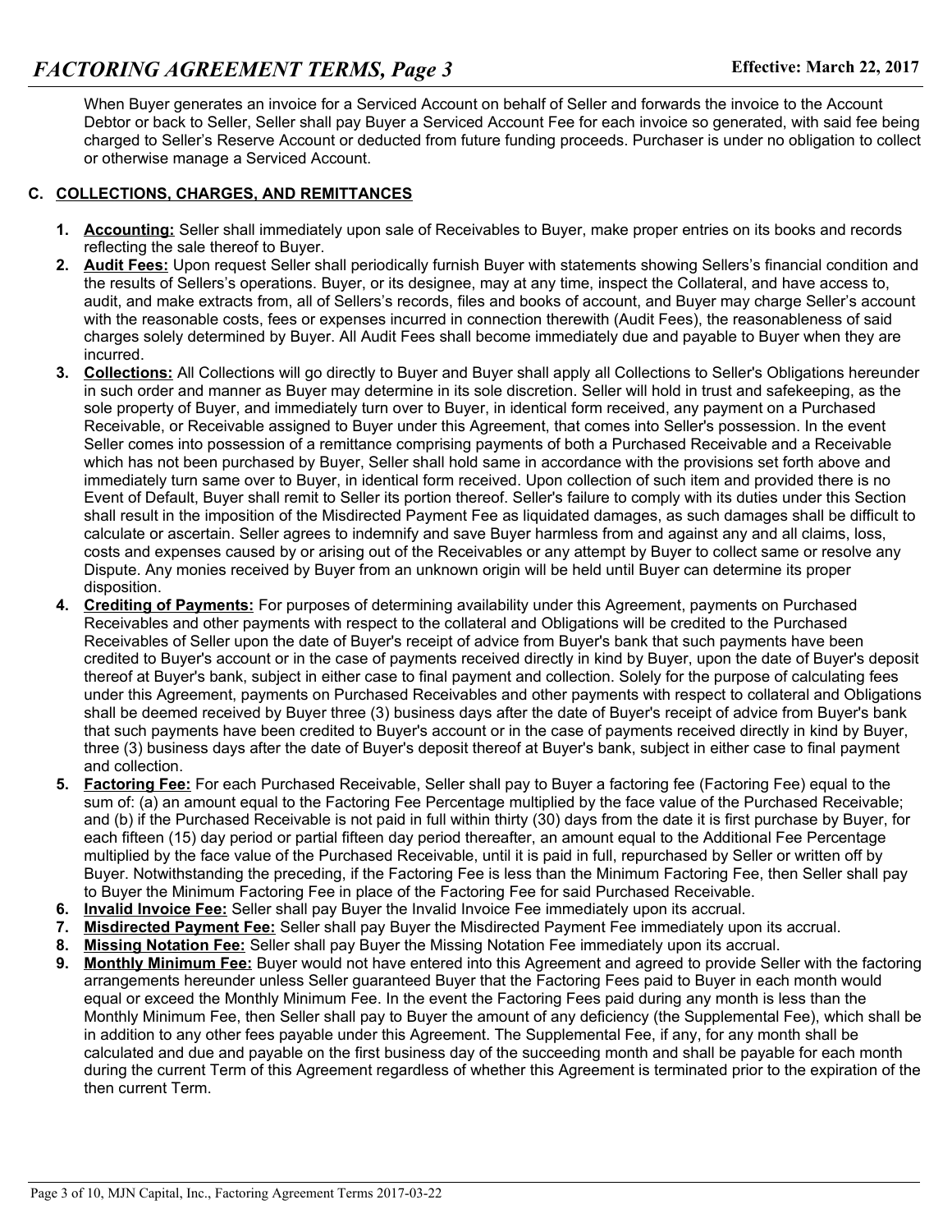When Buyer generates an invoice for a Serviced Account on behalf of Seller and forwards the invoice to the Account Debtor or back to Seller, Seller shall pay Buyer a Serviced Account Fee for each invoice so generated, with said fee being charged to Seller's Reserve Account or deducted from future funding proceeds. Purchaser is under no obligation to collect or otherwise manage a Serviced Account.

## C. COLLECTIONS, CHARGES, AND REMITTANCES

1. **Accounting:** Seller shall immediately upon sale of Receivables to Buyer, make proper entries on its books and records reflecting the sale thereof to Buyer.
2. **Audit Fees:** Upon request Seller shall periodically furnish Buyer with statements showing Sellers's financial condition and the results of Sellers's operations. Buyer, or its designee, may at any time, inspect the Collateral, and have access to, audit, and make extracts from, all of Sellers's records, files and books of account, and Buyer may charge Seller's account with the reasonable costs, fees or expenses incurred in connection therewith (Audit Fees), the reasonableness of said charges solely determined by Buyer. All Audit Fees shall become immediately due and payable to Buyer when they are incurred.
3. **Collections:** All Collections will go directly to Buyer and Buyer shall apply all Collections to Seller's Obligations hereunder in such order and manner as Buyer may determine in its sole discretion. Seller will hold in trust and safekeeping, as the sole property of Buyer, and immediately turn over to Buyer, in identical form received, any payment on a Purchased Receivable, or Receivable assigned to Buyer under this Agreement, that comes into Seller's possession. In the event Seller comes into possession of a remittance comprising payments of both a Purchased Receivable and a Receivable which has not been purchased by Buyer, Seller shall hold same in accordance with the provisions set forth above and immediately turn same over to Buyer, in identical form received. Upon collection of such item and provided there is no Event of Default, Buyer shall remit to Seller its portion thereof. Seller's failure to comply with its duties under this Section shall result in the imposition of the Misdirected Payment Fee as liquidated damages, as such damages shall be difficult to calculate or ascertain. Seller agrees to indemnify and save Buyer harmless from and against any and all claims, loss, costs and expenses caused by or arising out of the Receivables or any attempt by Buyer to collect same or resolve any Dispute. Any monies received by Buyer from an unknown origin will be held until Buyer can determine its proper disposition.
4. **Crediting of Payments:** For purposes of determining availability under this Agreement, payments on Purchased Receivables and other payments with respect to the collateral and Obligations will be credited to the Purchased Receivables of Seller upon the date of Buyer's receipt of advice from Buyer's bank that such payments have been credited to Buyer's account or in the case of payments received directly in kind by Buyer, upon the date of Buyer's deposit thereof at Buyer's bank, subject in either case to final payment and collection. Solely for the purpose of calculating fees under this Agreement, payments on Purchased Receivables and other payments with respect to collateral and Obligations shall be deemed received by Buyer three (3) business days after the date of Buyer's receipt of advice from Buyer's bank that such payments have been credited to Buyer's account or in the case of payments received directly in kind by Buyer, three (3) business days after the date of Buyer's deposit thereof at Buyer's bank, subject in either case to final payment and collection.
5. **Factoring Fee:** For each Purchased Receivable, Seller shall pay to Buyer a factoring fee (Factoring Fee) equal to the sum of: (a) an amount equal to the Factoring Fee Percentage multiplied by the face value of the Purchased Receivable; and (b) if the Purchased Receivable is not paid in full within thirty (30) days from the date it is first purchase by Buyer, for each fifteen (15) day period or partial fifteen day period thereafter, an amount equal to the Additional Fee Percentage multiplied by the face value of the Purchased Receivable, until it is paid in full, repurchased by Seller or written off by Buyer. Notwithstanding the preceding, if the Factoring Fee is less than the Minimum Factoring Fee, then Seller shall pay to Buyer the Minimum Factoring Fee in place of the Factoring Fee for said Purchased Receivable.
6. **Invalid Invoice Fee:** Seller shall pay Buyer the Invalid Invoice Fee immediately upon its accrual.
7. **Misdirected Payment Fee:** Seller shall pay Buyer the Misdirected Payment Fee immediately upon its accrual.
8. **Missing Notation Fee:** Seller shall pay Buyer the Missing Notation Fee immediately upon its accrual.
9. **Monthly Minimum Fee:** Buyer would not have entered into this Agreement and agreed to provide Seller with the factoring arrangements hereunder unless Seller guaranteed Buyer that the Factoring Fees paid to Buyer in each month would equal or exceed the Monthly Minimum Fee. In the event the Factoring Fees paid during any month is less than the Monthly Minimum Fee, then Seller shall pay to Buyer the amount of any deficiency (the Supplemental Fee), which shall be in addition to any other fees payable under this Agreement. The Supplemental Fee, if any, for any month shall be calculated and due and payable on the first business day of the succeeding month and shall be payable for each month during the current Term of this Agreement regardless of whether this Agreement is terminated prior to the expiration of the then current Term.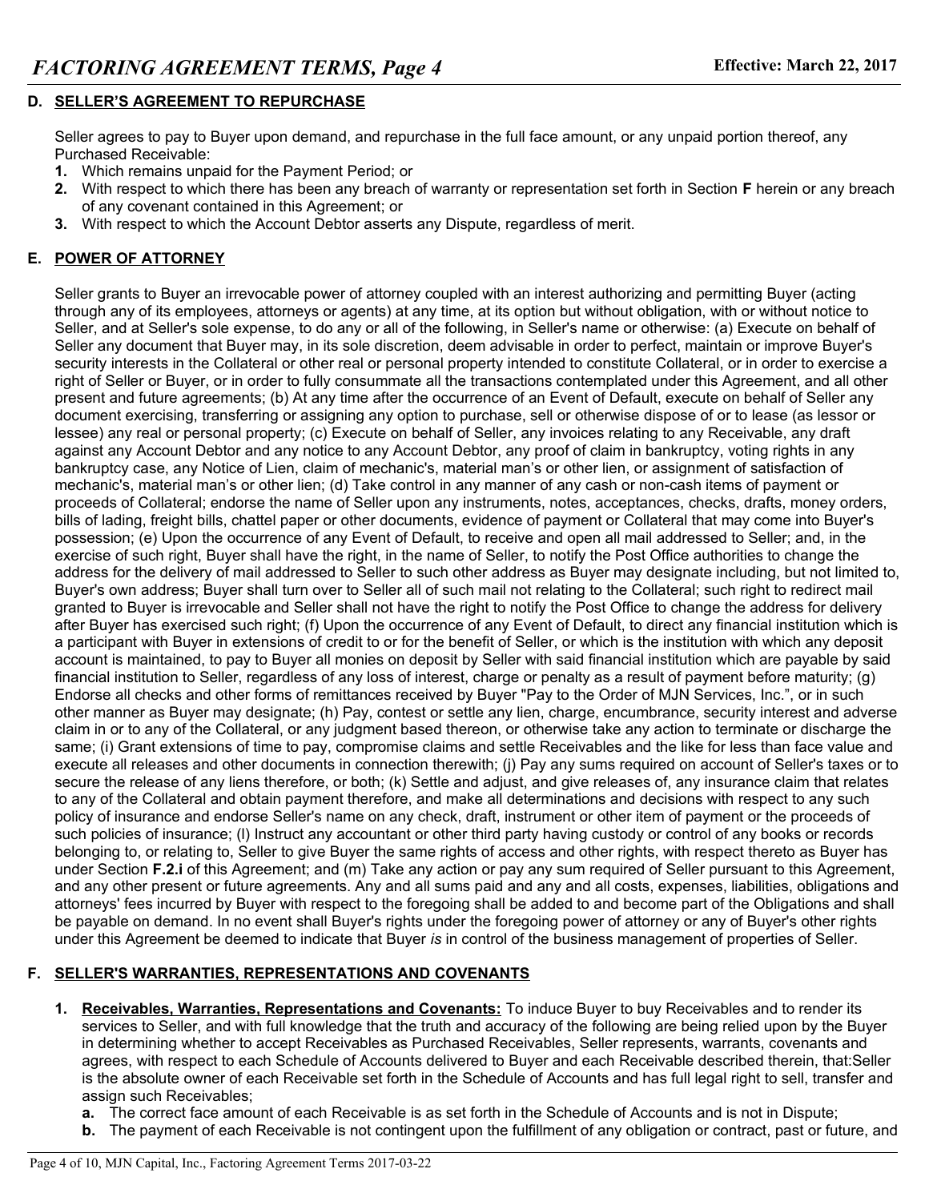## D. SELLER'S AGREEMENT TO REPURCHASE

Seller agrees to pay to Buyer upon demand, and repurchase in the full face amount, or any unpaid portion thereof, any Purchased Receivable:

1. Which remains unpaid for the Payment Period; or
2. With respect to which there has been any breach of warranty or representation set forth in Section **F** herein or any breach of any covenant contained in this Agreement; or
3. With respect to which the Account Debtor asserts any Dispute, regardless of merit.

## E. POWER OF ATTORNEY

Seller grants to Buyer an irrevocable power of attorney coupled with an interest authorizing and permitting Buyer (acting through any of its employees, attorneys or agents) at any time, at its option but without obligation, with or without notice to Seller, and at Seller's sole expense, to do any or all of the following, in Seller's name or otherwise: (a) Execute on behalf of Seller any document that Buyer may, in its sole discretion, deem advisable in order to perfect, maintain or improve Buyer's security interests in the Collateral or other real or personal property intended to constitute Collateral, or in order to exercise a right of Seller or Buyer, or in order to fully consummate all the transactions contemplated under this Agreement, and all other present and future agreements; (b) At any time after the occurrence of an Event of Default, execute on behalf of Seller any document exercising, transferring or assigning any option to purchase, sell or otherwise dispose of or to lease (as lessor or lessee) any real or personal property; (c) Execute on behalf of Seller, any invoices relating to any Receivable, any draft against any Account Debtor and any notice to any Account Debtor, any proof of claim in bankruptcy, voting rights in any bankruptcy case, any Notice of Lien, claim of mechanic's, material man's or other lien, or assignment of satisfaction of mechanic's, material man's or other lien; (d) Take control in any manner of any cash or non-cash items of payment or proceeds of Collateral; endorse the name of Seller upon any instruments, notes, acceptances, checks, drafts, money orders, bills of lading, freight bills, chattel paper or other documents, evidence of payment or Collateral that may come into Buyer's possession; (e) Upon the occurrence of any Event of Default, to receive and open all mail addressed to Seller; and, in the exercise of such right, Buyer shall have the right, in the name of Seller, to notify the Post Office authorities to change the address for the delivery of mail addressed to Seller to such other address as Buyer may designate including, but not limited to, Buyer's own address; Buyer shall turn over to Seller all of such mail not relating to the Collateral; such right to redirect mail granted to Buyer is irrevocable and Seller shall not have the right to notify the Post Office to change the address for delivery after Buyer has exercised such right; (f) Upon the occurrence of any Event of Default, to direct any financial institution which is a participant with Buyer in extensions of credit to or for the benefit of Seller, or which is the institution with which any deposit account is maintained, to pay to Buyer all monies on deposit by Seller with said financial institution which are payable by said financial institution to Seller, regardless of any loss of interest, charge or penalty as a result of payment before maturity; (g) Endorse all checks and other forms of remittances received by Buyer "Pay to the Order of MJN Services, Inc.", or in such other manner as Buyer may designate; (h) Pay, contest or settle any lien, charge, encumbrance, security interest and adverse claim in or to any of the Collateral, or any judgment based thereon, or otherwise take any action to terminate or discharge the same; (i) Grant extensions of time to pay, compromise claims and settle Receivables and the like for less than face value and execute all releases and other documents in connection therewith; (j) Pay any sums required on account of Seller's taxes or to secure the release of any liens therefore, or both; (k) Settle and adjust, and give releases of, any insurance claim that relates to any of the Collateral and obtain payment therefore, and make all determinations and decisions with respect to any such policy of insurance and endorse Seller's name on any check, draft, instrument or other item of payment or the proceeds of such policies of insurance; (l) Instruct any accountant or other third party having custody or control of any books or records belonging to, or relating to, Seller to give Buyer the same rights of access and other rights, with respect thereto as Buyer has under Section **F.2.i** of this Agreement; and (m) Take any action or pay any sum required of Seller pursuant to this Agreement, and any other present or future agreements. Any and all sums paid and any and all costs, expenses, liabilities, obligations and attorneys' fees incurred by Buyer with respect to the foregoing shall be added to and become part of the Obligations and shall be payable on demand. In no event shall Buyer's rights under the foregoing power of attorney or any of Buyer's other rights under this Agreement be deemed to indicate that Buyer *is* in control of the business management of properties of Seller.

## F. SELLER'S WARRANTIES, REPRESENTATIONS AND COVENANTS

1. **Receivables, Warranties, Representations and Covenants:** To induce Buyer to buy Receivables and to render its services to Seller, and with full knowledge that the truth and accuracy of the following are being relied upon by the Buyer in determining whether to accept Receivables as Purchased Receivables, Seller represents, warrants, covenants and agrees, with respect to each Schedule of Accounts delivered to Buyer and each Receivable described therein, that:Seller is the absolute owner of each Receivable set forth in the Schedule of Accounts and has full legal right to sell, transfer and assign such Receivables;
   a. The correct face amount of each Receivable is as set forth in the Schedule of Accounts and is not in Dispute;
   b. The payment of each Receivable is not contingent upon the fulfillment of any obligation or contract, past or future, and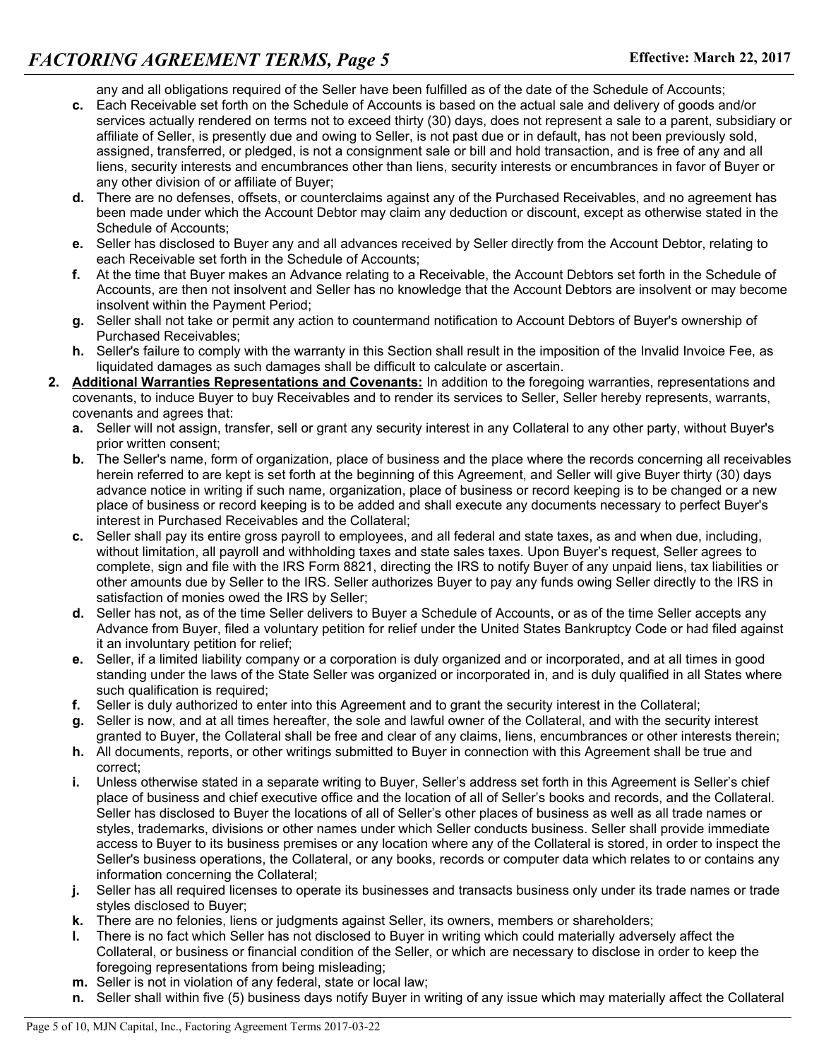any and all obligations required of the Seller have been fulfilled as of the date of the Schedule of Accounts;

- **c.** Each Receivable set forth on the Schedule of Accounts is based on the actual sale and delivery of goods and/or services actually rendered on terms not to exceed thirty (30) days, does not represent a sale to a parent, subsidiary or affiliate of Seller, is presently due and owing to Seller, is not past due or in default, has not been previously sold, assigned, transferred, or pledged, is not a consignment sale or bill and hold transaction, and is free of any and all liens, security interests and encumbrances other than liens, security interests or encumbrances in favor of Buyer or any other division of or affiliate of Buyer;
- **d.** There are no defenses, offsets, or counterclaims against any of the Purchased Receivables, and no agreement has been made under which the Account Debtor may claim any deduction or discount, except as otherwise stated in the Schedule of Accounts;
- **e.** Seller has disclosed to Buyer any and all advances received by Seller directly from the Account Debtor, relating to each Receivable set forth in the Schedule of Accounts;
- **f.** At the time that Buyer makes an Advance relating to a Receivable, the Account Debtors set forth in the Schedule of Accounts, are then not insolvent and Seller has no knowledge that the Account Debtors are insolvent or may become insolvent within the Payment Period;
- **g.** Seller shall not take or permit any action to countermand notification to Account Debtors of Buyer's ownership of Purchased Receivables;
- **h.** Seller's failure to comply with the warranty in this Section shall result in the imposition of the Invalid Invoice Fee, as liquidated damages as such damages shall be difficult to calculate or ascertain.

**2. Additional Warranties Representations and Covenants:** In addition to the foregoing warranties, representations and covenants, to induce Buyer to buy Receivables and to render its services to Seller, Seller hereby represents, warrants, covenants and agrees that:

- **a.** Seller will not assign, transfer, sell or grant any security interest in any Collateral to any other party, without Buyer's prior written consent;
- **b.** The Seller's name, form of organization, place of business and the place where the records concerning all receivables herein referred to are kept is set forth at the beginning of this Agreement, and Seller will give Buyer thirty (30) days advance notice in writing if such name, organization, place of business or record keeping is to be changed or a new place of business or record keeping is to be added and shall execute any documents necessary to perfect Buyer's interest in Purchased Receivables and the Collateral;
- **c.** Seller shall pay its entire gross payroll to employees, and all federal and state taxes, as and when due, including, without limitation, all payroll and withholding taxes and state sales taxes. Upon Buyer's request, Seller agrees to complete, sign and file with the IRS Form 8821, directing the IRS to notify Buyer of any unpaid liens, tax liabilities or other amounts due by Seller to the IRS. Seller authorizes Buyer to pay any funds owing Seller directly to the IRS in satisfaction of monies owed the IRS by Seller;
- **d.** Seller has not, as of the time Seller delivers to Buyer a Schedule of Accounts, or as of the time Seller accepts any Advance from Buyer, filed a voluntary petition for relief under the United States Bankruptcy Code or had filed against it an involuntary petition for relief;
- **e.** Seller, if a limited liability company or a corporation is duly organized and or incorporated, and at all times in good standing under the laws of the State Seller was organized or incorporated in, and is duly qualified in all States where such qualification is required;
- **f.** Seller is duly authorized to enter into this Agreement and to grant the security interest in the Collateral;
- **g.** Seller is now, and at all times hereafter, the sole and lawful owner of the Collateral, and with the security interest granted to Buyer, the Collateral shall be free and clear of any claims, liens, encumbrances or other interests therein;
- **h.** All documents, reports, or other writings submitted to Buyer in connection with this Agreement shall be true and correct;
- **i.** Unless otherwise stated in a separate writing to Buyer, Seller's address set forth in this Agreement is Seller's chief place of business and chief executive office and the location of all of Seller's books and records, and the Collateral. Seller has disclosed to Buyer the locations of all of Seller's other places of business as well as all trade names or styles, trademarks, divisions or other names under which Seller conducts business. Seller shall provide immediate access to Buyer to its business premises or any location where any of the Collateral is stored, in order to inspect the Seller's business operations, the Collateral, or any books, records or computer data which relates to or contains any information concerning the Collateral;
- **j.** Seller has all required licenses to operate its businesses and transacts business only under its trade names or trade styles disclosed to Buyer;
- **k.** There are no felonies, liens or judgments against Seller, its owners, members or shareholders;
- **l.** There is no fact which Seller has not disclosed to Buyer in writing which could materially adversely affect the Collateral, or business or financial condition of the Seller, or which are necessary to disclose in order to keep the foregoing representations from being misleading;
- **m.** Seller is not in violation of any federal, state or local law;
- **n.** Seller shall within five (5) business days notify Buyer in writing of any issue which may materially affect the Collateral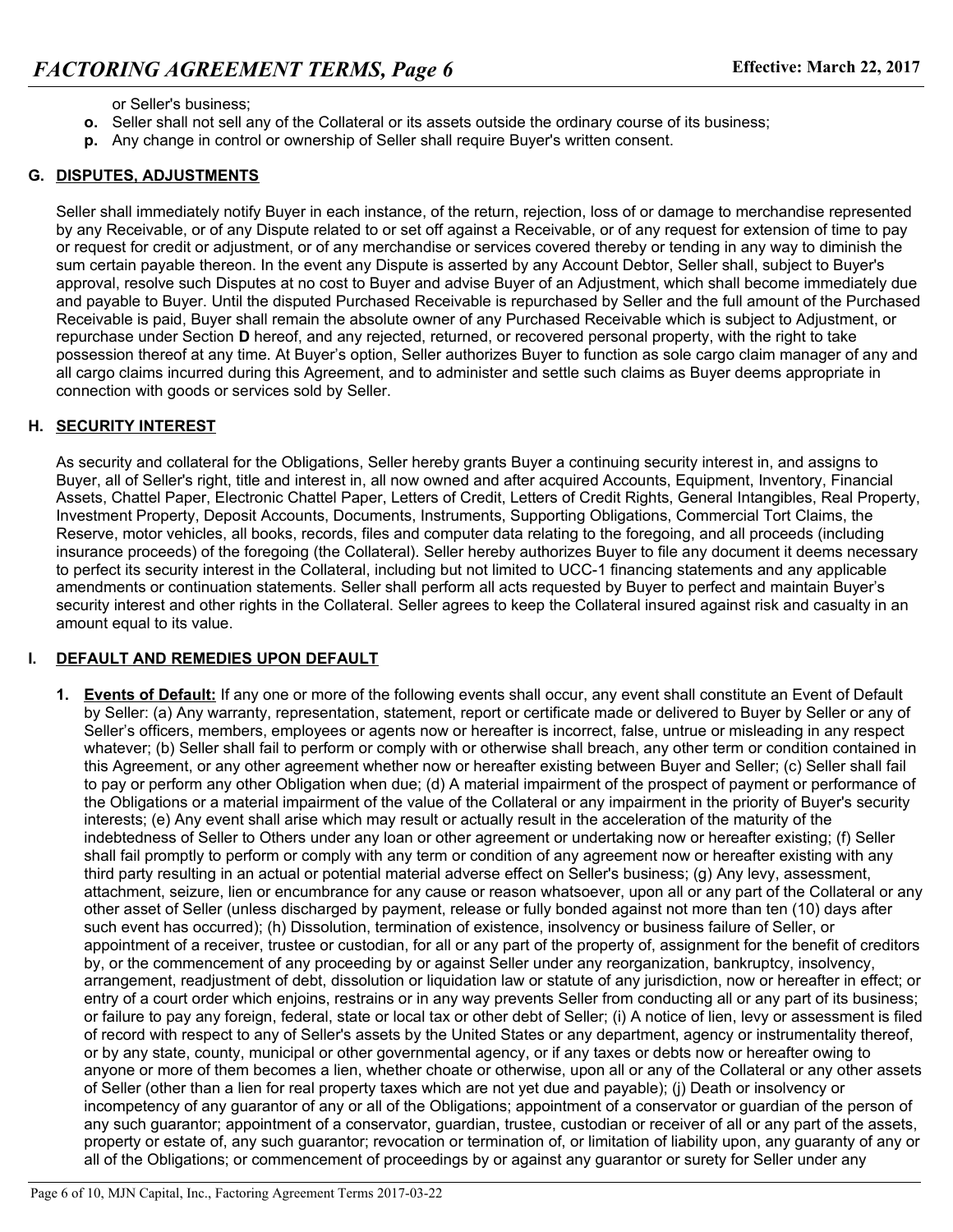or Seller's business;

**o.** Seller shall not sell any of the Collateral or its assets outside the ordinary course of its business;

**p.** Any change in control or ownership of Seller shall require Buyer's written consent.

## G. DISPUTES, ADJUSTMENTS

Seller shall immediately notify Buyer in each instance, of the return, rejection, loss of or damage to merchandise represented by any Receivable, or of any Dispute related to or set off against a Receivable, or of any request for extension of time to pay or request for credit or adjustment, or of any merchandise or services covered thereby or tending in any way to diminish the sum certain payable thereon. In the event any Dispute is asserted by any Account Debtor, Seller shall, subject to Buyer's approval, resolve such Disputes at no cost to Buyer and advise Buyer of an Adjustment, which shall become immediately due and payable to Buyer. Until the disputed Purchased Receivable is repurchased by Seller and the full amount of the Purchased Receivable is paid, Buyer shall remain the absolute owner of any Purchased Receivable which is subject to Adjustment, or repurchase under Section **D** hereof, and any rejected, returned, or recovered personal property, with the right to take possession thereof at any time. At Buyer's option, Seller authorizes Buyer to function as sole cargo claim manager of any and all cargo claims incurred during this Agreement, and to administer and settle such claims as Buyer deems appropriate in connection with goods or services sold by Seller.

## H. SECURITY INTEREST

As security and collateral for the Obligations, Seller hereby grants Buyer a continuing security interest in, and assigns to Buyer, all of Seller's right, title and interest in, all now owned and after acquired Accounts, Equipment, Inventory, Financial Assets, Chattel Paper, Electronic Chattel Paper, Letters of Credit, Letters of Credit Rights, General Intangibles, Real Property, Investment Property, Deposit Accounts, Documents, Instruments, Supporting Obligations, Commercial Tort Claims, the Reserve, motor vehicles, all books, records, files and computer data relating to the foregoing, and all proceeds (including insurance proceeds) of the foregoing (the Collateral). Seller hereby authorizes Buyer to file any document it deems necessary to perfect its security interest in the Collateral, including but not limited to UCC-1 financing statements and any applicable amendments or continuation statements. Seller shall perform all acts requested by Buyer to perfect and maintain Buyer's security interest and other rights in the Collateral. Seller agrees to keep the Collateral insured against risk and casualty in an amount equal to its value.

## I. DEFAULT AND REMEDIES UPON DEFAULT

1. **Events of Default:** If any one or more of the following events shall occur, any event shall constitute an Event of Default by Seller: (a) Any warranty, representation, statement, report or certificate made or delivered to Buyer by Seller or any of Seller's officers, members, employees or agents now or hereafter is incorrect, false, untrue or misleading in any respect whatever; (b) Seller shall fail to perform or comply with or otherwise shall breach, any other term or condition contained in this Agreement, or any other agreement whether now or hereafter existing between Buyer and Seller; (c) Seller shall fail to pay or perform any other Obligation when due; (d) A material impairment of the prospect of payment or performance of the Obligations or a material impairment of the value of the Collateral or any impairment in the priority of Buyer's security interests; (e) Any event shall arise which may result or actually result in the acceleration of the maturity of the indebtedness of Seller to Others under any loan or other agreement or undertaking now or hereafter existing; (f) Seller shall fail promptly to perform or comply with any term or condition of any agreement now or hereafter existing with any third party resulting in an actual or potential material adverse effect on Seller's business; (g) Any levy, assessment, attachment, seizure, lien or encumbrance for any cause or reason whatsoever, upon all or any part of the Collateral or any other asset of Seller (unless discharged by payment, release or fully bonded against not more than ten (10) days after such event has occurred); (h) Dissolution, termination of existence, insolvency or business failure of Seller, or appointment of a receiver, trustee or custodian, for all or any part of the property of, assignment for the benefit of creditors by, or the commencement of any proceeding by or against Seller under any reorganization, bankruptcy, insolvency, arrangement, readjustment of debt, dissolution or liquidation law or statute of any jurisdiction, now or hereafter in effect; or entry of a court order which enjoins, restrains or in any way prevents Seller from conducting all or any part of its business; or failure to pay any foreign, federal, state or local tax or other debt of Seller; (i) A notice of lien, levy or assessment is filed of record with respect to any of Seller's assets by the United States or any department, agency or instrumentality thereof, or by any state, county, municipal or other governmental agency, or if any taxes or debts now or hereafter owing to anyone or more of them becomes a lien, whether choate or otherwise, upon all or any of the Collateral or any other assets of Seller (other than a lien for real property taxes which are not yet due and payable); (j) Death or insolvency or incompetency of any guarantor of any or all of the Obligations; appointment of a conservator or guardian of the person of any such guarantor; appointment of a conservator, guardian, trustee, custodian or receiver of all or any part of the assets, property or estate of, any such guarantor; revocation or termination of, or limitation of liability upon, any guaranty of any or all of the Obligations; or commencement of proceedings by or against any guarantor or surety for Seller under any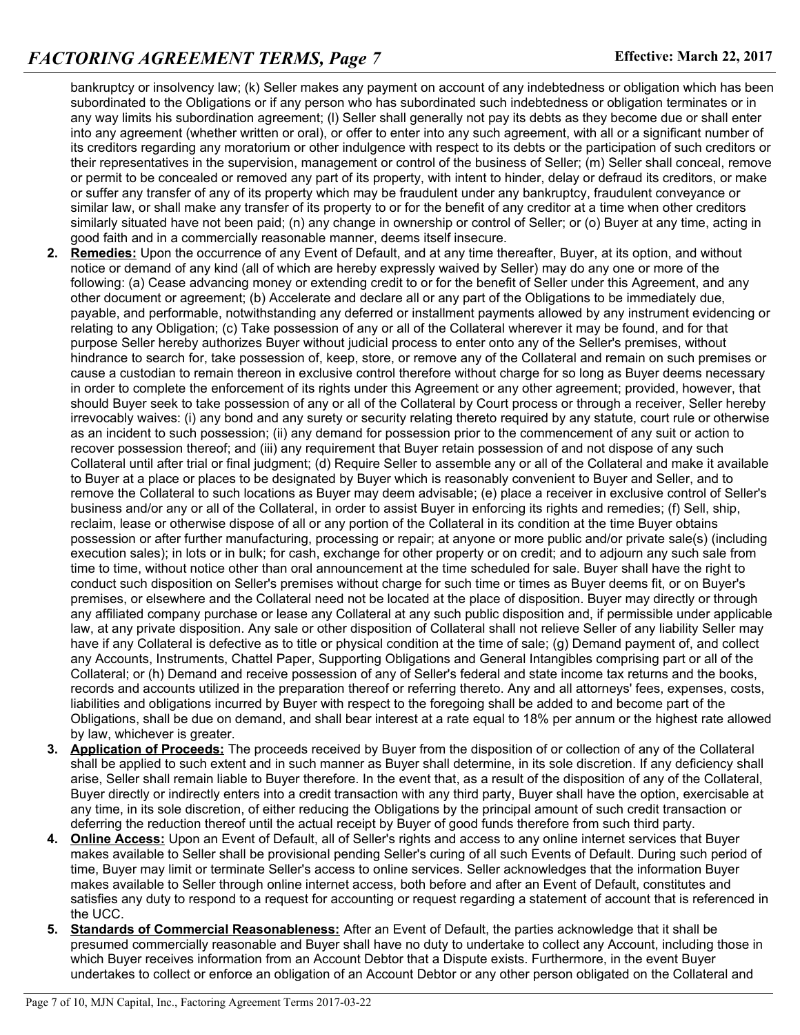bankruptcy or insolvency law; (k) Seller makes any payment on account of any indebtedness or obligation which has been subordinated to the Obligations or if any person who has subordinated such indebtedness or obligation terminates or in any way limits his subordination agreement; (l) Seller shall generally not pay its debts as they become due or shall enter into any agreement (whether written or oral), or offer to enter into any such agreement, with all or a significant number of its creditors regarding any moratorium or other indulgence with respect to its debts or the participation of such creditors or their representatives in the supervision, management or control of the business of Seller; (m) Seller shall conceal, remove or permit to be concealed or removed any part of its property, with intent to hinder, delay or defraud its creditors, or make or suffer any transfer of any of its property which may be fraudulent under any bankruptcy, fraudulent conveyance or similar law, or shall make any transfer of its property to or for the benefit of any creditor at a time when other creditors similarly situated have not been paid; (n) any change in ownership or control of Seller; or (o) Buyer at any time, acting in good faith and in a commercially reasonable manner, deems itself insecure.

2. **Remedies:** Upon the occurrence of any Event of Default, and at any time thereafter, Buyer, at its option, and without notice or demand of any kind (all of which are hereby expressly waived by Seller) may do any one or more of the following: (a) Cease advancing money or extending credit to or for the benefit of Seller under this Agreement, and any other document or agreement; (b) Accelerate and declare all or any part of the Obligations to be immediately due, payable, and performable, notwithstanding any deferred or installment payments allowed by any instrument evidencing or relating to any Obligation; (c) Take possession of any or all of the Collateral wherever it may be found, and for that purpose Seller hereby authorizes Buyer without judicial process to enter onto any of the Seller's premises, without hindrance to search for, take possession of, keep, store, or remove any of the Collateral and remain on such premises or cause a custodian to remain thereon in exclusive control therefore without charge for so long as Buyer deems necessary in order to complete the enforcement of its rights under this Agreement or any other agreement; provided, however, that should Buyer seek to take possession of any or all of the Collateral by Court process or through a receiver, Seller hereby irrevocably waives: (i) any bond and any surety or security relating thereto required by any statute, court rule or otherwise as an incident to such possession; (ii) any demand for possession prior to the commencement of any suit or action to recover possession thereof; and (iii) any requirement that Buyer retain possession of and not dispose of any such Collateral until after trial or final judgment; (d) Require Seller to assemble any or all of the Collateral and make it available to Buyer at a place or places to be designated by Buyer which is reasonably convenient to Buyer and Seller, and to remove the Collateral to such locations as Buyer may deem advisable; (e) place a receiver in exclusive control of Seller's business and/or any or all of the Collateral, in order to assist Buyer in enforcing its rights and remedies; (f) Sell, ship, reclaim, lease or otherwise dispose of all or any portion of the Collateral in its condition at the time Buyer obtains possession or after further manufacturing, processing or repair; at anyone or more public and/or private sale(s) (including execution sales); in lots or in bulk; for cash, exchange for other property or on credit; and to adjourn any such sale from time to time, without notice other than oral announcement at the time scheduled for sale. Buyer shall have the right to conduct such disposition on Seller's premises without charge for such time or times as Buyer deems fit, or on Buyer's premises, or elsewhere and the Collateral need not be located at the place of disposition. Buyer may directly or through any affiliated company purchase or lease any Collateral at any such public disposition and, if permissible under applicable law, at any private disposition. Any sale or other disposition of Collateral shall not relieve Seller of any liability Seller may have if any Collateral is defective as to title or physical condition at the time of sale; (g) Demand payment of, and collect any Accounts, Instruments, Chattel Paper, Supporting Obligations and General Intangibles comprising part or all of the Collateral; or (h) Demand and receive possession of any of Seller's federal and state income tax returns and the books, records and accounts utilized in the preparation thereof or referring thereto. Any and all attorneys' fees, expenses, costs, liabilities and obligations incurred by Buyer with respect to the foregoing shall be added to and become part of the Obligations, shall be due on demand, and shall bear interest at a rate equal to 18% per annum or the highest rate allowed by law, whichever is greater.

3. **Application of Proceeds:** The proceeds received by Buyer from the disposition of or collection of any of the Collateral shall be applied to such extent and in such manner as Buyer shall determine, in its sole discretion. If any deficiency shall arise, Seller shall remain liable to Buyer therefore. In the event that, as a result of the disposition of any of the Collateral, Buyer directly or indirectly enters into a credit transaction with any third party, Buyer shall have the option, exercisable at any time, in its sole discretion, of either reducing the Obligations by the principal amount of such credit transaction or deferring the reduction thereof until the actual receipt by Buyer of good funds therefore from such third party.

4. **Online Access:** Upon an Event of Default, all of Seller's rights and access to any online internet services that Buyer makes available to Seller shall be provisional pending Seller's curing of all such Events of Default. During such period of time, Buyer may limit or terminate Seller's access to online services. Seller acknowledges that the information Buyer makes available to Seller through online internet access, both before and after an Event of Default, constitutes and satisfies any duty to respond to a request for accounting or request regarding a statement of account that is referenced in the UCC.

5. **Standards of Commercial Reasonableness:** After an Event of Default, the parties acknowledge that it shall be presumed commercially reasonable and Buyer shall have no duty to undertake to collect any Account, including those in which Buyer receives information from an Account Debtor that a Dispute exists. Furthermore, in the event Buyer undertakes to collect or enforce an obligation of an Account Debtor or any other person obligated on the Collateral and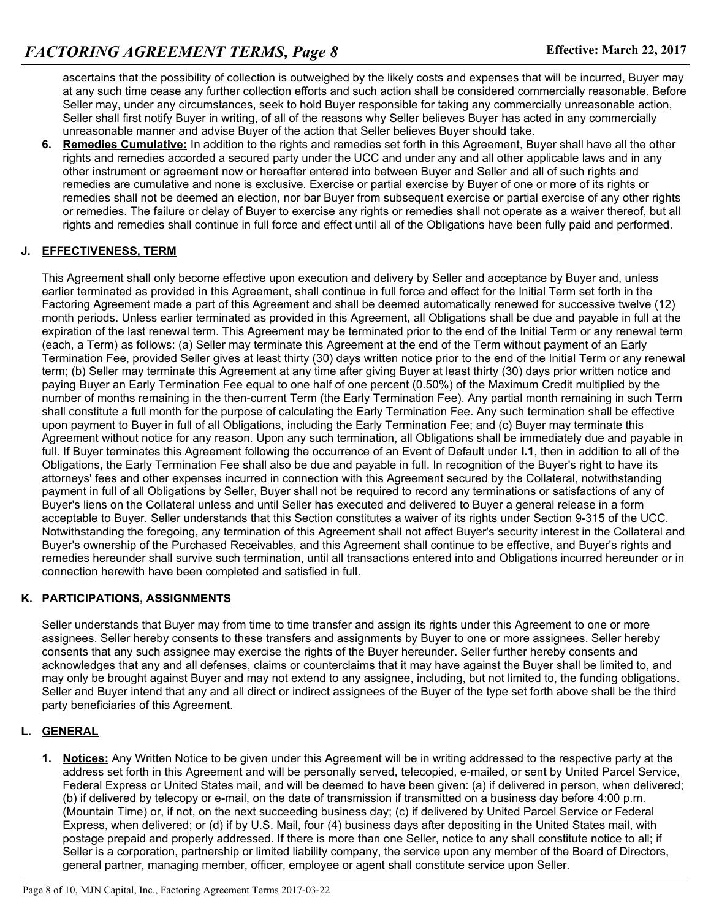ascertains that the possibility of collection is outweighed by the likely costs and expenses that will be incurred, Buyer may at any such time cease any further collection efforts and such action shall be considered commercially reasonable. Before Seller may, under any circumstances, seek to hold Buyer responsible for taking any commercially unreasonable action, Seller shall first notify Buyer in writing, of all of the reasons why Seller believes Buyer has acted in any commercially unreasonable manner and advise Buyer of the action that Seller believes Buyer should take.

6. **Remedies Cumulative:** In addition to the rights and remedies set forth in this Agreement, Buyer shall have all the other rights and remedies accorded a secured party under the UCC and under any and all other applicable laws and in any other instrument or agreement now or hereafter entered into between Buyer and Seller and all of such rights and remedies are cumulative and none is exclusive. Exercise or partial exercise by Buyer of one or more of its rights or remedies shall not be deemed an election, nor bar Buyer from subsequent exercise or partial exercise of any other rights or remedies. The failure or delay of Buyer to exercise any rights or remedies shall not operate as a waiver thereof, but all rights and remedies shall continue in full force and effect until all of the Obligations have been fully paid and performed.

## J. EFFECTIVENESS, TERM

This Agreement shall only become effective upon execution and delivery by Seller and acceptance by Buyer and, unless earlier terminated as provided in this Agreement, shall continue in full force and effect for the Initial Term set forth in the Factoring Agreement made a part of this Agreement and shall be deemed automatically renewed for successive twelve (12) month periods. Unless earlier terminated as provided in this Agreement, all Obligations shall be due and payable in full at the expiration of the last renewal term. This Agreement may be terminated prior to the end of the Initial Term or any renewal term (each, a Term) as follows: (a) Seller may terminate this Agreement at the end of the Term without payment of an Early Termination Fee, provided Seller gives at least thirty (30) days written notice prior to the end of the Initial Term or any renewal term; (b) Seller may terminate this Agreement at any time after giving Buyer at least thirty (30) days prior written notice and paying Buyer an Early Termination Fee equal to one half of one percent (0.50%) of the Maximum Credit multiplied by the number of months remaining in the then-current Term (the Early Termination Fee). Any partial month remaining in such Term shall constitute a full month for the purpose of calculating the Early Termination Fee. Any such termination shall be effective upon payment to Buyer in full of all Obligations, including the Early Termination Fee; and (c) Buyer may terminate this Agreement without notice for any reason. Upon any such termination, all Obligations shall be immediately due and payable in full. If Buyer terminates this Agreement following the occurrence of an Event of Default under **I.1**, then in addition to all of the Obligations, the Early Termination Fee shall also be due and payable in full. In recognition of the Buyer's right to have its attorneys' fees and other expenses incurred in connection with this Agreement secured by the Collateral, notwithstanding payment in full of all Obligations by Seller, Buyer shall not be required to record any terminations or satisfactions of any of Buyer's liens on the Collateral unless and until Seller has executed and delivered to Buyer a general release in a form acceptable to Buyer. Seller understands that this Section constitutes a waiver of its rights under Section 9-315 of the UCC. Notwithstanding the foregoing, any termination of this Agreement shall not affect Buyer's security interest in the Collateral and Buyer's ownership of the Purchased Receivables, and this Agreement shall continue to be effective, and Buyer's rights and remedies hereunder shall survive such termination, until all transactions entered into and Obligations incurred hereunder or in connection herewith have been completed and satisfied in full.

## K. PARTICIPATIONS, ASSIGNMENTS

Seller understands that Buyer may from time to time transfer and assign its rights under this Agreement to one or more assignees. Seller hereby consents to these transfers and assignments by Buyer to one or more assignees. Seller hereby consents that any such assignee may exercise the rights of the Buyer hereunder. Seller further hereby consents and acknowledges that any and all defenses, claims or counterclaims that it may have against the Buyer shall be limited to, and may only be brought against Buyer and may not extend to any assignee, including, but not limited to, the funding obligations. Seller and Buyer intend that any and all direct or indirect assignees of the Buyer of the type set forth above shall be the third party beneficiaries of this Agreement.

## L. GENERAL

1. **Notices:** Any Written Notice to be given under this Agreement will be in writing addressed to the respective party at the address set forth in this Agreement and will be personally served, telecopied, e-mailed, or sent by United Parcel Service, Federal Express or United States mail, and will be deemed to have been given: (a) if delivered in person, when delivered; (b) if delivered by telecopy or e-mail, on the date of transmission if transmitted on a business day before 4:00 p.m. (Mountain Time) or, if not, on the next succeeding business day; (c) if delivered by United Parcel Service or Federal Express, when delivered; or (d) if by U.S. Mail, four (4) business days after depositing in the United States mail, with postage prepaid and properly addressed. If there is more than one Seller, notice to any shall constitute notice to all; if Seller is a corporation, partnership or limited liability company, the service upon any member of the Board of Directors, general partner, managing member, officer, employee or agent shall constitute service upon Seller.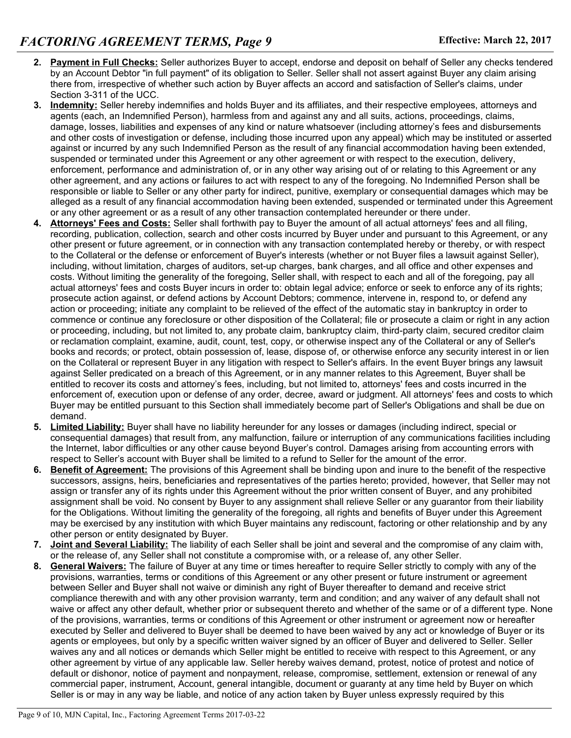2. **Payment in Full Checks:** Seller authorizes Buyer to accept, endorse and deposit on behalf of Seller any checks tendered by an Account Debtor "in full payment" of its obligation to Seller. Seller shall not assert against Buyer any claim arising there from, irrespective of whether such action by Buyer affects an accord and satisfaction of Seller's claims, under Section 3-311 of the UCC.
3. **Indemnity:** Seller hereby indemnifies and holds Buyer and its affiliates, and their respective employees, attorneys and agents (each, an Indemnified Person), harmless from and against any and all suits, actions, proceedings, claims, damage, losses, liabilities and expenses of any kind or nature whatsoever (including attorney's fees and disbursements and other costs of investigation or defense, including those incurred upon any appeal) which may be instituted or asserted against or incurred by any such Indemnified Person as the result of any financial accommodation having been extended, suspended or terminated under this Agreement or any other agreement or with respect to the execution, delivery, enforcement, performance and administration of, or in any other way arising out of or relating to this Agreement or any other agreement, and any actions or failures to act with respect to any of the foregoing. No Indemnified Person shall be responsible or liable to Seller or any other party for indirect, punitive, exemplary or consequential damages which may be alleged as a result of any financial accommodation having been extended, suspended or terminated under this Agreement or any other agreement or as a result of any other transaction contemplated hereunder or there under.
4. **Attorneys' Fees and Costs:** Seller shall forthwith pay to Buyer the amount of all actual attorneys' fees and all filing, recording, publication, collection, search and other costs incurred by Buyer under and pursuant to this Agreement, or any other present or future agreement, or in connection with any transaction contemplated hereby or thereby, or with respect to the Collateral or the defense or enforcement of Buyer's interests (whether or not Buyer files a lawsuit against Seller), including, without limitation, charges of auditors, set-up charges, bank charges, and all office and other expenses and costs. Without limiting the generality of the foregoing, Seller shall, with respect to each and all of the foregoing, pay all actual attorneys' fees and costs Buyer incurs in order to: obtain legal advice; enforce or seek to enforce any of its rights; prosecute action against, or defend actions by Account Debtors; commence, intervene in, respond to, or defend any action or proceeding; initiate any complaint to be relieved of the effect of the automatic stay in bankruptcy in order to commence or continue any foreclosure or other disposition of the Collateral; file or prosecute a claim or right in any action or proceeding, including, but not limited to, any probate claim, bankruptcy claim, third-party claim, secured creditor claim or reclamation complaint, examine, audit, count, test, copy, or otherwise inspect any of the Collateral or any of Seller's books and records; or protect, obtain possession of, lease, dispose of, or otherwise enforce any security interest in or lien on the Collateral or represent Buyer in any litigation with respect to Seller's affairs. In the event Buyer brings any lawsuit against Seller predicated on a breach of this Agreement, or in any manner relates to this Agreement, Buyer shall be entitled to recover its costs and attorney's fees, including, but not limited to, attorneys' fees and costs incurred in the enforcement of, execution upon or defense of any order, decree, award or judgment. All attorneys' fees and costs to which Buyer may be entitled pursuant to this Section shall immediately become part of Seller's Obligations and shall be due on demand.
5. **Limited Liability:** Buyer shall have no liability hereunder for any losses or damages (including indirect, special or consequential damages) that result from, any malfunction, failure or interruption of any communications facilities including the Internet, labor difficulties or any other cause beyond Buyer's control. Damages arising from accounting errors with respect to Seller's account with Buyer shall be limited to a refund to Seller for the amount of the error.
6. **Benefit of Agreement:** The provisions of this Agreement shall be binding upon and inure to the benefit of the respective successors, assigns, heirs, beneficiaries and representatives of the parties hereto; provided, however, that Seller may not assign or transfer any of its rights under this Agreement without the prior written consent of Buyer, and any prohibited assignment shall be void. No consent by Buyer to any assignment shall relieve Seller or any guarantor from their liability for the Obligations. Without limiting the generality of the foregoing, all rights and benefits of Buyer under this Agreement may be exercised by any institution with which Buyer maintains any rediscount, factoring or other relationship and by any other person or entity designated by Buyer.
7. **Joint and Several Liability:** The liability of each Seller shall be joint and several and the compromise of any claim with, or the release of, any Seller shall not constitute a compromise with, or a release of, any other Seller.
8. **General Waivers:** The failure of Buyer at any time or times hereafter to require Seller strictly to comply with any of the provisions, warranties, terms or conditions of this Agreement or any other present or future instrument or agreement between Seller and Buyer shall not waive or diminish any right of Buyer thereafter to demand and receive strict compliance therewith and with any other provision warranty, term and condition; and any waiver of any default shall not waive or affect any other default, whether prior or subsequent thereto and whether of the same or of a different type. None of the provisions, warranties, terms or conditions of this Agreement or other instrument or agreement now or hereafter executed by Seller and delivered to Buyer shall be deemed to have been waived by any act or knowledge of Buyer or its agents or employees, but only by a specific written waiver signed by an officer of Buyer and delivered to Seller. Seller waives any and all notices or demands which Seller might be entitled to receive with respect to this Agreement, or any other agreement by virtue of any applicable law. Seller hereby waives demand, protest, notice of protest and notice of default or dishonor, notice of payment and nonpayment, release, compromise, settlement, extension or renewal of any commercial paper, instrument, Account, general intangible, document or guaranty at any time held by Buyer on which Seller is or may in any way be liable, and notice of any action taken by Buyer unless expressly required by this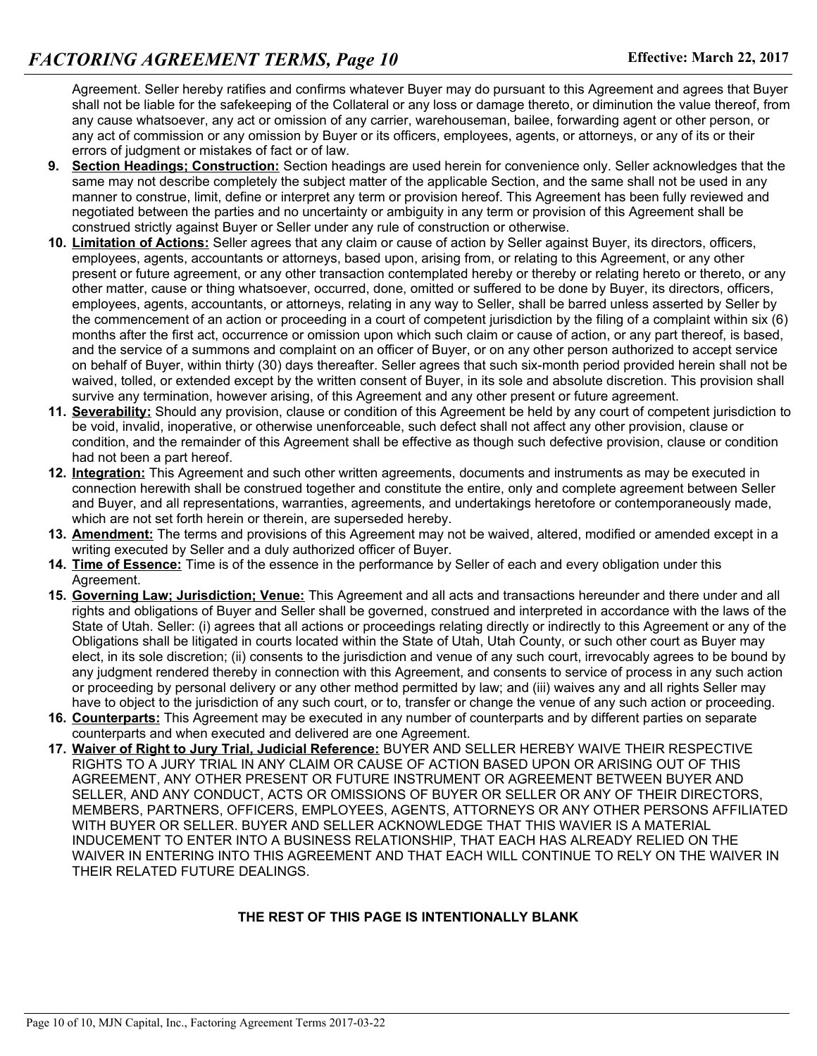Agreement. Seller hereby ratifies and confirms whatever Buyer may do pursuant to this Agreement and agrees that Buyer shall not be liable for the safekeeping of the Collateral or any loss or damage thereto, or diminution the value thereof, from any cause whatsoever, any act or omission of any carrier, warehouseman, bailee, forwarding agent or other person, or any act of commission or any omission by Buyer or its officers, employees, agents, or attorneys, or any of its or their errors of judgment or mistakes of fact or of law.

9. **Section Headings; Construction:** Section headings are used herein for convenience only. Seller acknowledges that the same may not describe completely the subject matter of the applicable Section, and the same shall not be used in any manner to construe, limit, define or interpret any term or provision hereof. This Agreement has been fully reviewed and negotiated between the parties and no uncertainty or ambiguity in any term or provision of this Agreement shall be construed strictly against Buyer or Seller under any rule of construction or otherwise.
10. **Limitation of Actions:** Seller agrees that any claim or cause of action by Seller against Buyer, its directors, officers, employees, agents, accountants or attorneys, based upon, arising from, or relating to this Agreement, or any other present or future agreement, or any other transaction contemplated hereby or thereby or relating hereto or thereto, or any other matter, cause or thing whatsoever, occurred, done, omitted or suffered to be done by Buyer, its directors, officers, employees, agents, accountants, or attorneys, relating in any way to Seller, shall be barred unless asserted by Seller by the commencement of an action or proceeding in a court of competent jurisdiction by the filing of a complaint within six (6) months after the first act, occurrence or omission upon which such claim or cause of action, or any part thereof, is based, and the service of a summons and complaint on an officer of Buyer, or on any other person authorized to accept service on behalf of Buyer, within thirty (30) days thereafter. Seller agrees that such six-month period provided herein shall not be waived, tolled, or extended except by the written consent of Buyer, in its sole and absolute discretion. This provision shall survive any termination, however arising, of this Agreement and any other present or future agreement.
11. **Severability:** Should any provision, clause or condition of this Agreement be held by any court of competent jurisdiction to be void, invalid, inoperative, or otherwise unenforceable, such defect shall not affect any other provision, clause or condition, and the remainder of this Agreement shall be effective as though such defective provision, clause or condition had not been a part hereof.
12. **Integration:** This Agreement and such other written agreements, documents and instruments as may be executed in connection herewith shall be construed together and constitute the entire, only and complete agreement between Seller and Buyer, and all representations, warranties, agreements, and undertakings heretofore or contemporaneously made, which are not set forth herein or therein, are superseded hereby.
13. **Amendment:** The terms and provisions of this Agreement may not be waived, altered, modified or amended except in a writing executed by Seller and a duly authorized officer of Buyer.
14. **Time of Essence:** Time is of the essence in the performance by Seller of each and every obligation under this Agreement.
15. **Governing Law; Jurisdiction; Venue:** This Agreement and all acts and transactions hereunder and there under and all rights and obligations of Buyer and Seller shall be governed, construed and interpreted in accordance with the laws of the State of Utah. Seller: (i) agrees that all actions or proceedings relating directly or indirectly to this Agreement or any of the Obligations shall be litigated in courts located within the State of Utah, Utah County, or such other court as Buyer may elect, in its sole discretion; (ii) consents to the jurisdiction and venue of any such court, irrevocably agrees to be bound by any judgment rendered thereby in connection with this Agreement, and consents to service of process in any such action or proceeding by personal delivery or any other method permitted by law; and (iii) waives any and all rights Seller may have to object to the jurisdiction of any such court, or to, transfer or change the venue of any such action or proceeding.
16. **Counterparts:** This Agreement may be executed in any number of counterparts and by different parties on separate counterparts and when executed and delivered are one Agreement.
17. **Waiver of Right to Jury Trial, Judicial Reference:** BUYER AND SELLER HEREBY WAIVE THEIR RESPECTIVE RIGHTS TO A JURY TRIAL IN ANY CLAIM OR CAUSE OF ACTION BASED UPON OR ARISING OUT OF THIS AGREEMENT, ANY OTHER PRESENT OR FUTURE INSTRUMENT OR AGREEMENT BETWEEN BUYER AND SELLER, AND ANY CONDUCT, ACTS OR OMISSIONS OF BUYER OR SELLER OR ANY OF THEIR DIRECTORS, MEMBERS, PARTNERS, OFFICERS, EMPLOYEES, AGENTS, ATTORNEYS OR ANY OTHER PERSONS AFFILIATED WITH BUYER OR SELLER. BUYER AND SELLER ACKNOWLEDGE THAT THIS WAVIER IS A MATERIAL INDUCEMENT TO ENTER INTO A BUSINESS RELATIONSHIP, THAT EACH HAS ALREADY RELIED ON THE WAIVER IN ENTERING INTO THIS AGREEMENT AND THAT EACH WILL CONTINUE TO RELY ON THE WAIVER IN THEIR RELATED FUTURE DEALINGS.

**THE REST OF THIS PAGE IS INTENTIONALLY BLANK**